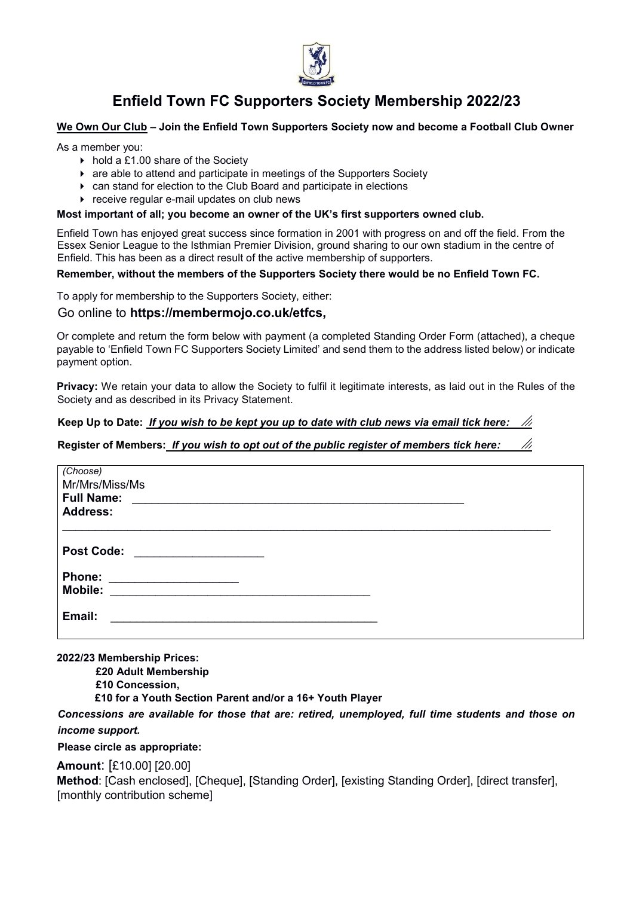# Enfield Town FC Supporters Society Membership 2022/23

**<u>We Own Our Club</u> – Join the Enfield Town Supporters Society now and become a Football Club Owner**

As a member you:

- hold a £1.00 share of the Society
- are able to attend and participate in meetings of the Supporters Society
- can stand for election to the Club Board and participate in elections
- receive regular e-mail updates on club news

**Most important of all; you become an owner of the UK's first supporters owned club.**

Enfield Town has enjoyed great success since formation in 2001 with progress on and off the field. From the Essex Senior League to the Isthmian Premier Division, ground sharing to our own stadium in the centre of Enfield. This has been as a direct result of the active membership of supporters.

**Remember, without the members of the Supporters Society there would be no Enfield Town FC.**

To apply for membership to the Supporters Society, either:

Go online to **https://membermojo.co.uk/etfcs,**

Or complete and return the form below with payment (a completed Standing Order Form (attached), a cheque payable to 'Enfield Town FC Supporters Society Limited' and send them to the address listed below) or indicate payment option.

**Privacy:** We retain your data to allow the Society to fulfil it legitimate interests, as laid out in the Rules of the Society and as described in its Privacy Statement.

**Keep Up to Date:** ***If you wish to be kept you up to date with club news via email tick here:***

**Register of Members:** ***If you wish to opt out of the public register of members tick here:***

*(Choose)*
Mr/Mrs/Miss/Ms
**Full Name:** ______________________________________________
**Address:**
___________________________________________________________________

**Post Code:** ____________________

**Phone:** ____________________
**Mobile:** ________________________________________

**Email:** ________________________________________

**2022/23 Membership Prices:**

**£20 Adult Membership**
**£10 Concession,**
**£10 for a Youth Section Parent and/or a 16+ Youth Player**

***Concessions are available for those that are: retired, unemployed, full time students and those on income support.***

**Please circle as appropriate:**

**Amount**: [£10.00] [20.00]

**Method**: [Cash enclosed], [Cheque], [Standing Order], [existing Standing Order], [direct transfer], [monthly contribution scheme]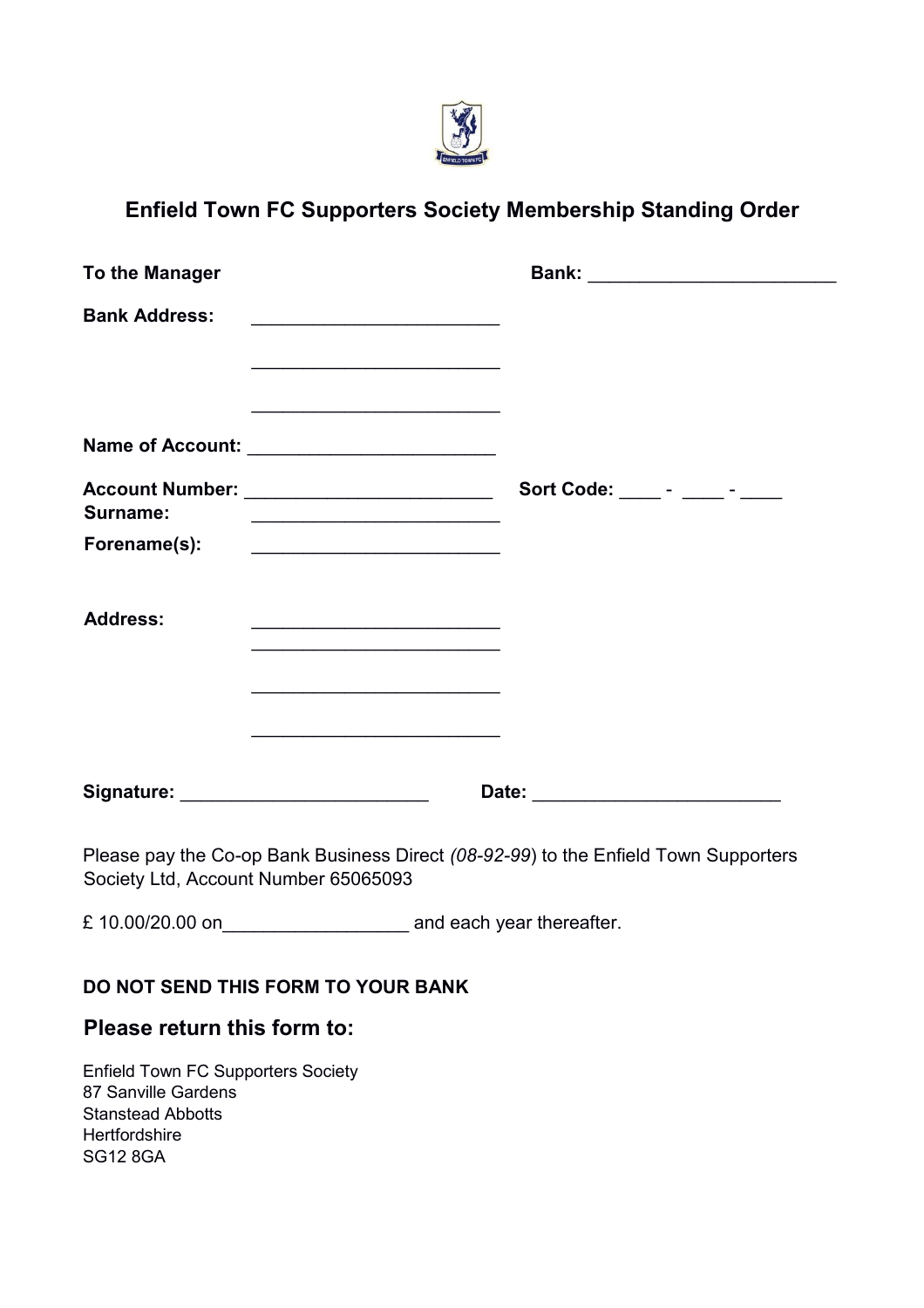## Enfield Town FC Supporters Society Membership Standing Order

**To the Manager** **Bank:** ________________________

**Bank Address:** ________________________

________________________

________________________

**Name of Account:** ________________________

**Account Number:** ________________________ **Sort Code:** ____ - ____ - ____

**Surname:** ________________________

**Forename(s):** ________________________

**Address:** ________________________

________________________

________________________

________________________

**Signature:** ________________________ **Date:** ________________________

Please pay the Co-op Bank Business Direct *(08-92-99*) to the Enfield Town Supporters Society Ltd, Account Number 65065093

£ 10.00/20.00 on__________________ and each year thereafter.

**DO NOT SEND THIS FORM TO YOUR BANK**

### Please return this form to:

Enfield Town FC Supporters Society
87 Sanville Gardens
Stanstead Abbotts
Hertfordshire
SG12 8GA